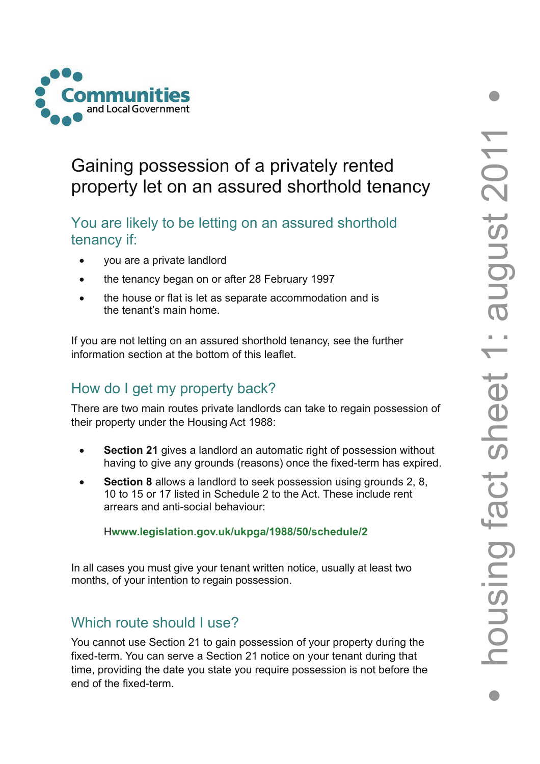Communities and Local Government

housing fact sheet 1: august 2011

# Gaining possession of a privately rented property let on an assured shorthold tenancy

## You are likely to be letting on an assured shorthold tenancy if:

- you are a private landlord
- the tenancy began on or after 28 February 1997
- the house or flat is let as separate accommodation and is the tenant's main home.

If you are not letting on an assured shorthold tenancy, see the further information section at the bottom of this leaflet.

## How do I get my property back?

There are two main routes private landlords can take to regain possession of their property under the Housing Act 1988:

- **Section 21** gives a landlord an automatic right of possession without having to give any grounds (reasons) once the fixed-term has expired.
- **Section 8** allows a landlord to seek possession using grounds 2, 8, 10 to 15 or 17 listed in Schedule 2 to the Act. These include rent arrears and anti-social behaviour:

  H**www.legislation.gov.uk/ukpga/1988/50/schedule/2**

In all cases you must give your tenant written notice, usually at least two months, of your intention to regain possession.

## Which route should I use?

You cannot use Section 21 to gain possession of your property during the fixed-term. You can serve a Section 21 notice on your tenant during that time, providing the date you state you require possession is not before the end of the fixed-term.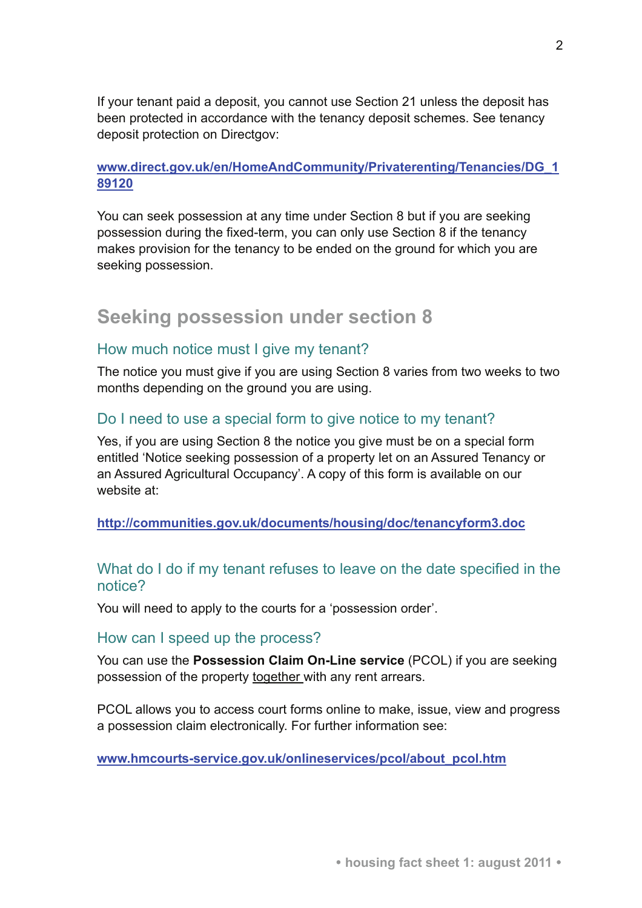If your tenant paid a deposit, you cannot use Section 21 unless the deposit has been protected in accordance with the tenancy deposit schemes. See tenancy deposit protection on Directgov:

www.direct.gov.uk/en/HomeAndCommunity/Privaterenting/Tenancies/DG_189120

You can seek possession at any time under Section 8 but if you are seeking possession during the fixed-term, you can only use Section 8 if the tenancy makes provision for the tenancy to be ended on the ground for which you are seeking possession.

## Seeking possession under section 8

### How much notice must I give my tenant?

The notice you must give if you are using Section 8 varies from two weeks to two months depending on the ground you are using.

### Do I need to use a special form to give notice to my tenant?

Yes, if you are using Section 8 the notice you give must be on a special form entitled 'Notice seeking possession of a property let on an Assured Tenancy or an Assured Agricultural Occupancy'. A copy of this form is available on our website at:

http://communities.gov.uk/documents/housing/doc/tenancyform3.doc

### What do I do if my tenant refuses to leave on the date specified in the notice?

You will need to apply to the courts for a 'possession order'.

### How can I speed up the process?

You can use the **Possession Claim On-Line service** (PCOL) if you are seeking possession of the property together with any rent arrears.

PCOL allows you to access court forms online to make, issue, view and progress a possession claim electronically. For further information see:

www.hmcourts-service.gov.uk/onlineservices/pcol/about_pcol.htm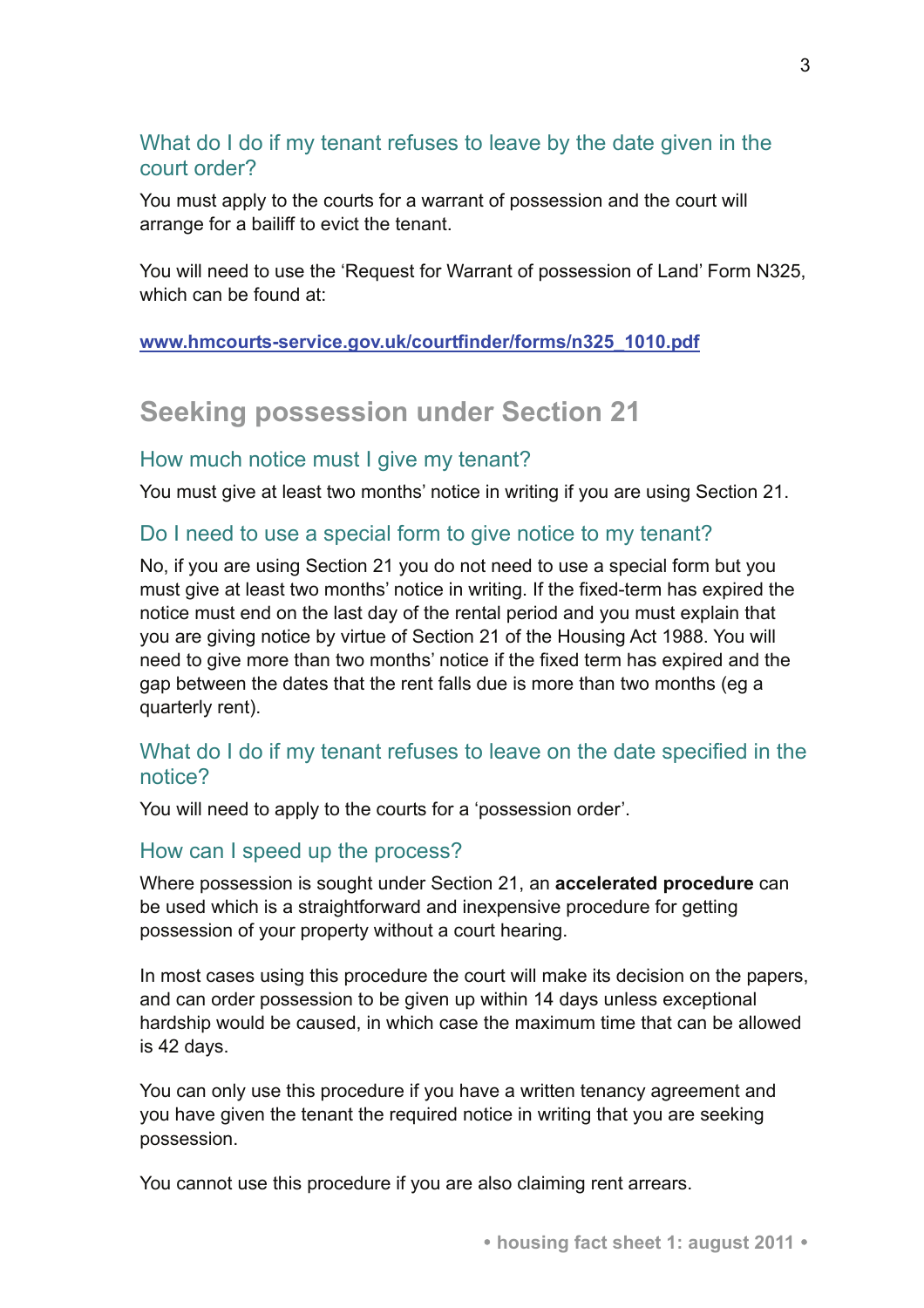### What do I do if my tenant refuses to leave by the date given in the court order?

You must apply to the courts for a warrant of possession and the court will arrange for a bailiff to evict the tenant.

You will need to use the 'Request for Warrant of possession of Land' Form N325, which can be found at:

**[www.hmcourts-service.gov.uk/courtfinder/forms/n325_1010.pdf](www.hmcourts-service.gov.uk/courtfinder/forms/n325_1010.pdf)**

## Seeking possession under Section 21

### How much notice must I give my tenant?

You must give at least two months' notice in writing if you are using Section 21.

### Do I need to use a special form to give notice to my tenant?

No, if you are using Section 21 you do not need to use a special form but you must give at least two months' notice in writing. If the fixed-term has expired the notice must end on the last day of the rental period and you must explain that you are giving notice by virtue of Section 21 of the Housing Act 1988. You will need to give more than two months' notice if the fixed term has expired and the gap between the dates that the rent falls due is more than two months (eg a quarterly rent).

### What do I do if my tenant refuses to leave on the date specified in the notice?

You will need to apply to the courts for a 'possession order'.

### How can I speed up the process?

Where possession is sought under Section 21, an **accelerated procedure** can be used which is a straightforward and inexpensive procedure for getting possession of your property without a court hearing.

In most cases using this procedure the court will make its decision on the papers, and can order possession to be given up within 14 days unless exceptional hardship would be caused, in which case the maximum time that can be allowed is 42 days.

You can only use this procedure if you have a written tenancy agreement and you have given the tenant the required notice in writing that you are seeking possession.

You cannot use this procedure if you are also claiming rent arrears.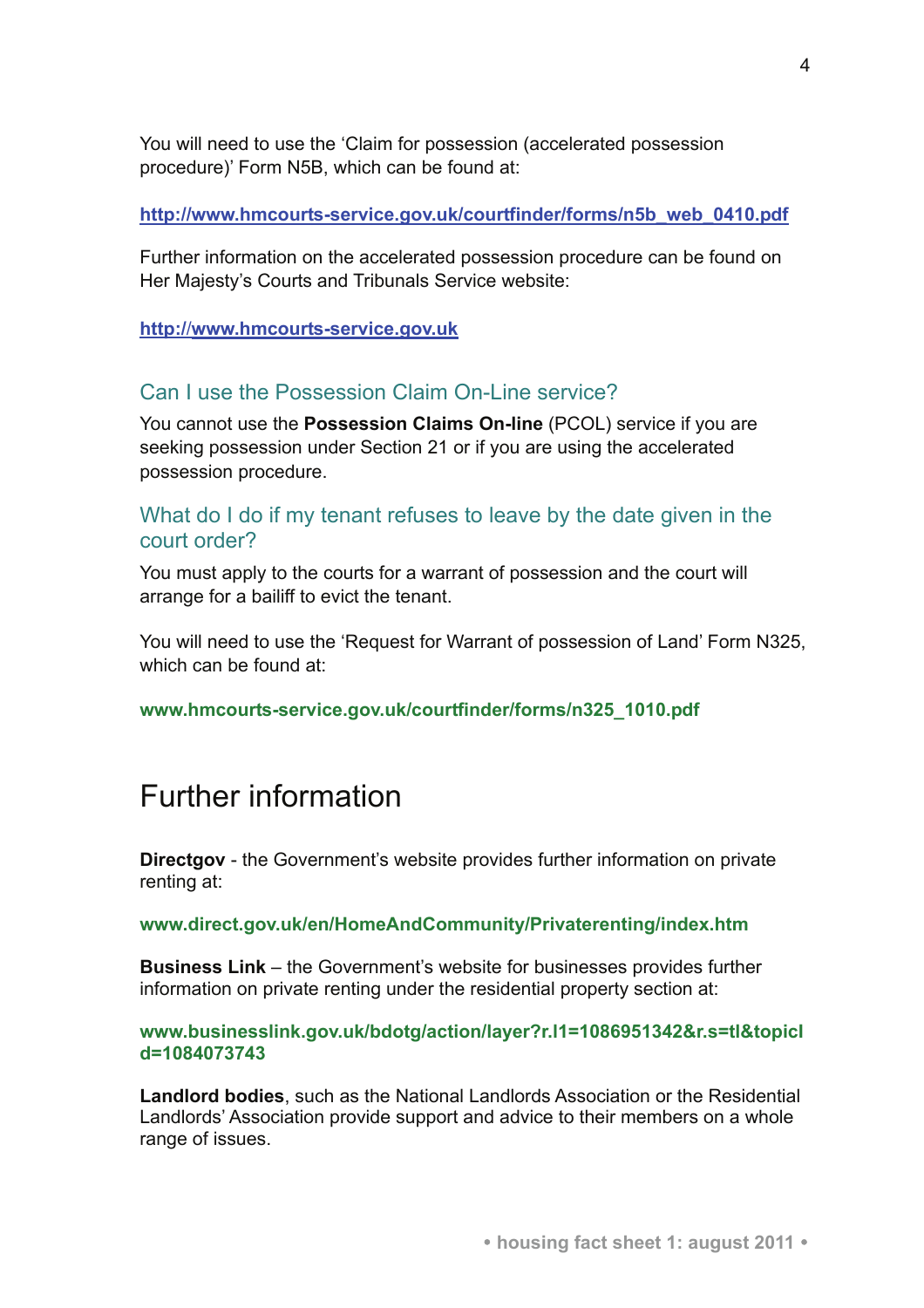You will need to use the 'Claim for possession (accelerated possession procedure)' Form N5B, which can be found at:

[http://www.hmcourts-service.gov.uk/courtfinder/forms/n5b_web_0410.pdf](http://www.hmcourts-service.gov.uk/courtfinder/forms/n5b_web_0410.pdf)

Further information on the accelerated possession procedure can be found on Her Majesty's Courts and Tribunals Service website:

[http://www.hmcourts-service.gov.uk](http://www.hmcourts-service.gov.uk)

### Can I use the Possession Claim On-Line service?

You cannot use the **Possession Claims On-line** (PCOL) service if you are seeking possession under Section 21 or if you are using the accelerated possession procedure.

### What do I do if my tenant refuses to leave by the date given in the court order?

You must apply to the courts for a warrant of possession and the court will arrange for a bailiff to evict the tenant.

You will need to use the 'Request for Warrant of possession of Land' Form N325, which can be found at:

**www.hmcourts-service.gov.uk/courtfinder/forms/n325_1010.pdf**

## Further information

**Directgov** - the Government's website provides further information on private renting at:

**www.direct.gov.uk/en/HomeAndCommunity/Privaterenting/index.htm**

**Business Link** – the Government's website for businesses provides further information on private renting under the residential property section at:

**www.businesslink.gov.uk/bdotg/action/layer?r.l1=1086951342&r.s=tl&topicId=1084073743**

**Landlord bodies**, such as the National Landlords Association or the Residential Landlords' Association provide support and advice to their members on a whole range of issues.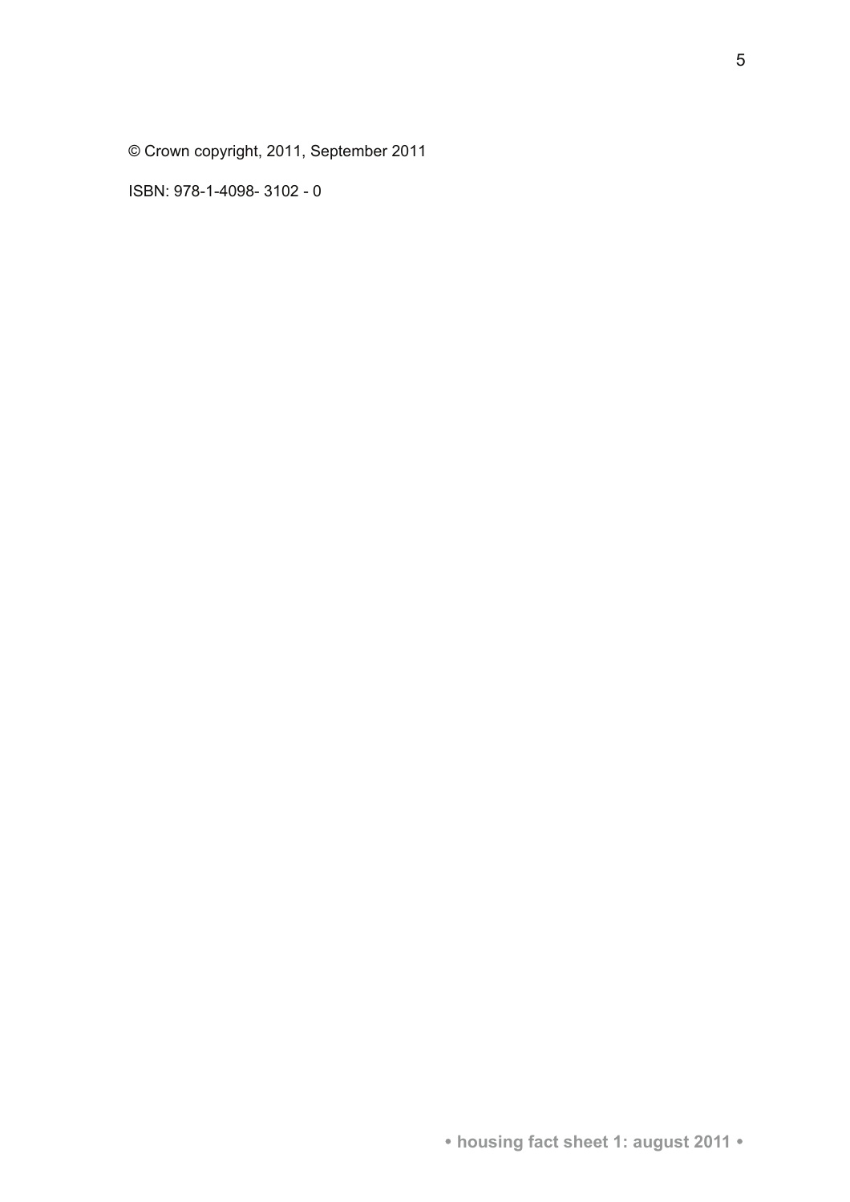© Crown copyright, 2011, September 2011

ISBN: 978-1-4098- 3102 - 0